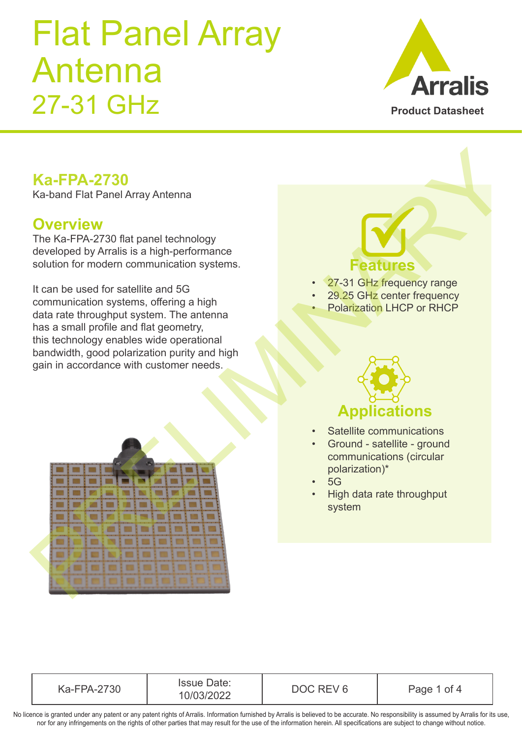# Flat Panel Array Antenna 27-31 GHz

Arralis

Product Datasheet

## Ka-FPA-2730

Ka-band Flat Panel Array Antenna

## Overview

The Ka-FPA-2730 flat panel technology developed by Arralis is a high-performance solution for modern communication systems.

It can be used for satellite and 5G communication systems, offering a high data rate throughput system. The antenna has a small profile and flat geometry, this technology enables wide operational bandwidth, good polarization purity and high gain in accordance with customer needs.

## Features

- 27-31 GHz frequency range
- 29.25 GHz center frequency
- Polarization LHCP or RHCP

## Applications

- Satellite communications
- Ground - satellite - ground communications (circular polarization)*
- 5G
- High data rate throughput system

PRELIMINARY

| Ka-FPA-2730 | Issue Date: 10/03/2022 | DOC REV 6 | Page 1 of 4 |
|---|---|---|---|

No licence is granted under any patent or any patent rights of Arralis. Information furnished by Arralis is believed to be accurate. No responsibility is assumed by Arralis for its use, nor for any infringements on the rights of other parties that may result for the use of the information herein. All specifications are subject to change without notice.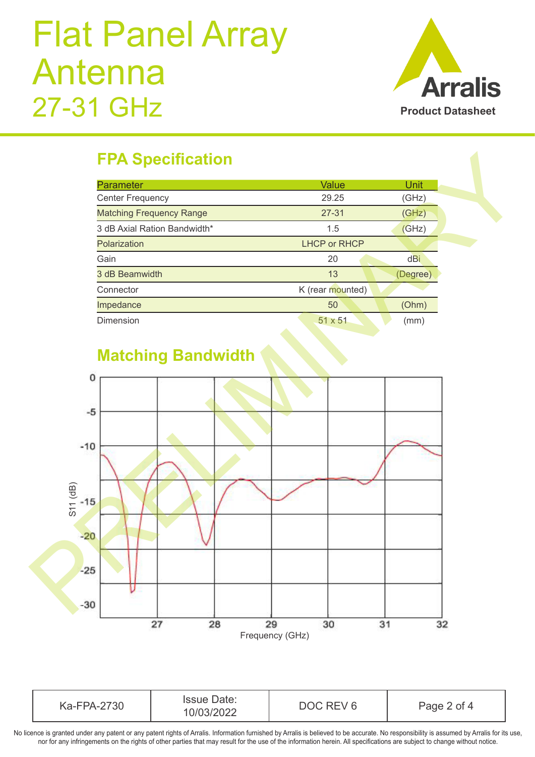# Flat Panel Array Antenna 27-31 GHz

## FPA Specification

| Parameter | Value | Unit |
|---|---|---|
| Center Frequency | 29.25 | (GHz) |
| Matching Frequency Range | 27-31 | (GHz) |
| 3 dB Axial Ration Bandwidth* | 1.5 | (GHz) |
| Polarization | LHCP or RHCP | |
| Gain | 20 | dBi |
| 3 dB Beamwidth | 13 | (Degree) |
| Connector | K (rear mounted) | |
| Impedance | 50 | (Ohm) |
| Dimension | 51 x 51 | (mm) |

## Matching Bandwidth

S11 (dB) vs Frequency (GHz)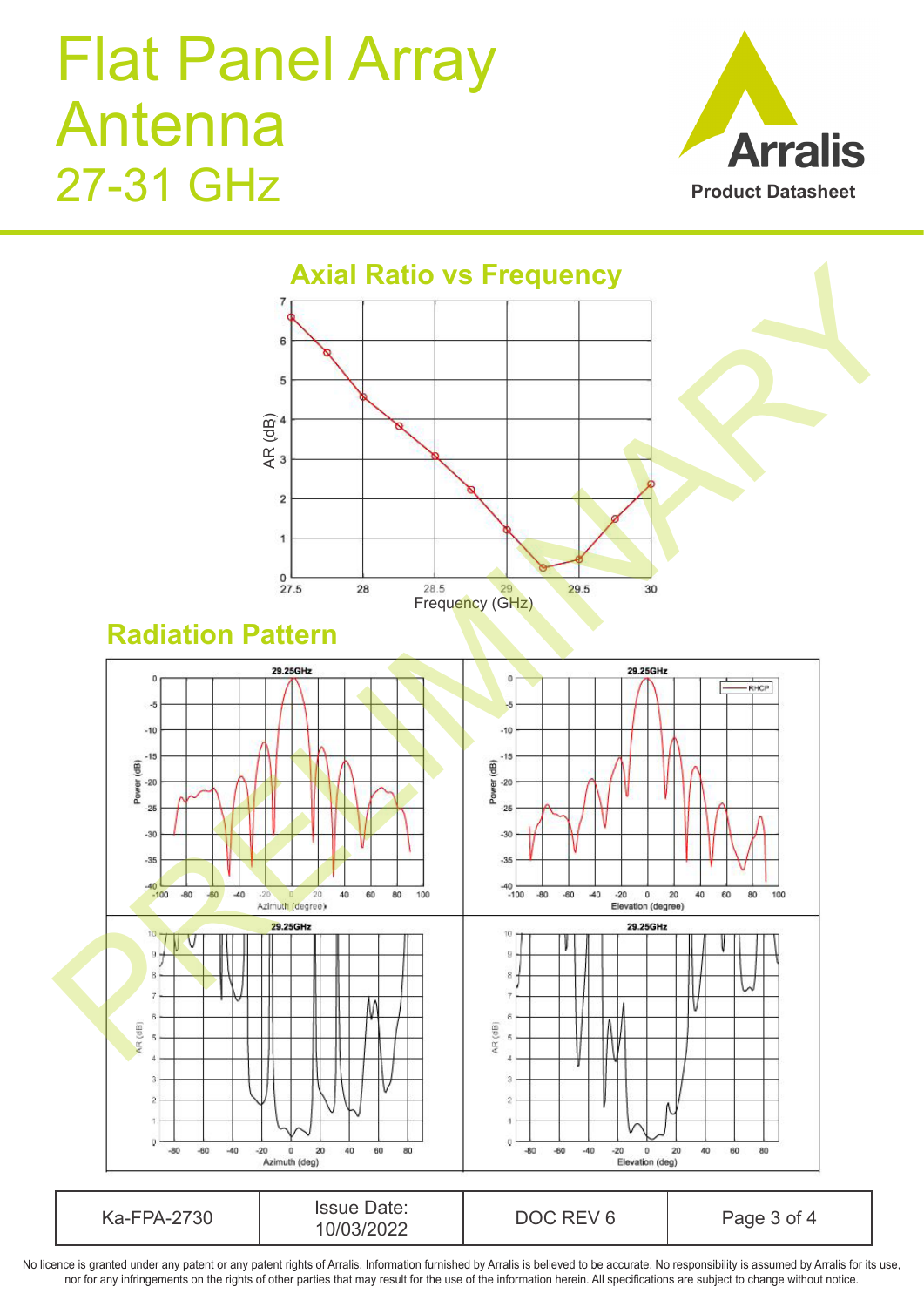# Flat Panel Array Antenna 27-31 GHz

## Axial Ratio vs Frequency

## Radiation Pattern

| Ka-FPA-2730 | Issue Date: 10/03/2022 | DOC REV 6 | Page 3 of 4 |
|---|---|---|---|

No licence is granted under any patent or any patent rights of Arralis. Information furnished by Arralis is believed to be accurate. No responsibility is assumed by Arralis for its use, nor for any infringements on the rights of other parties that may result for the use of the information herein. All specifications are subject to change without notice.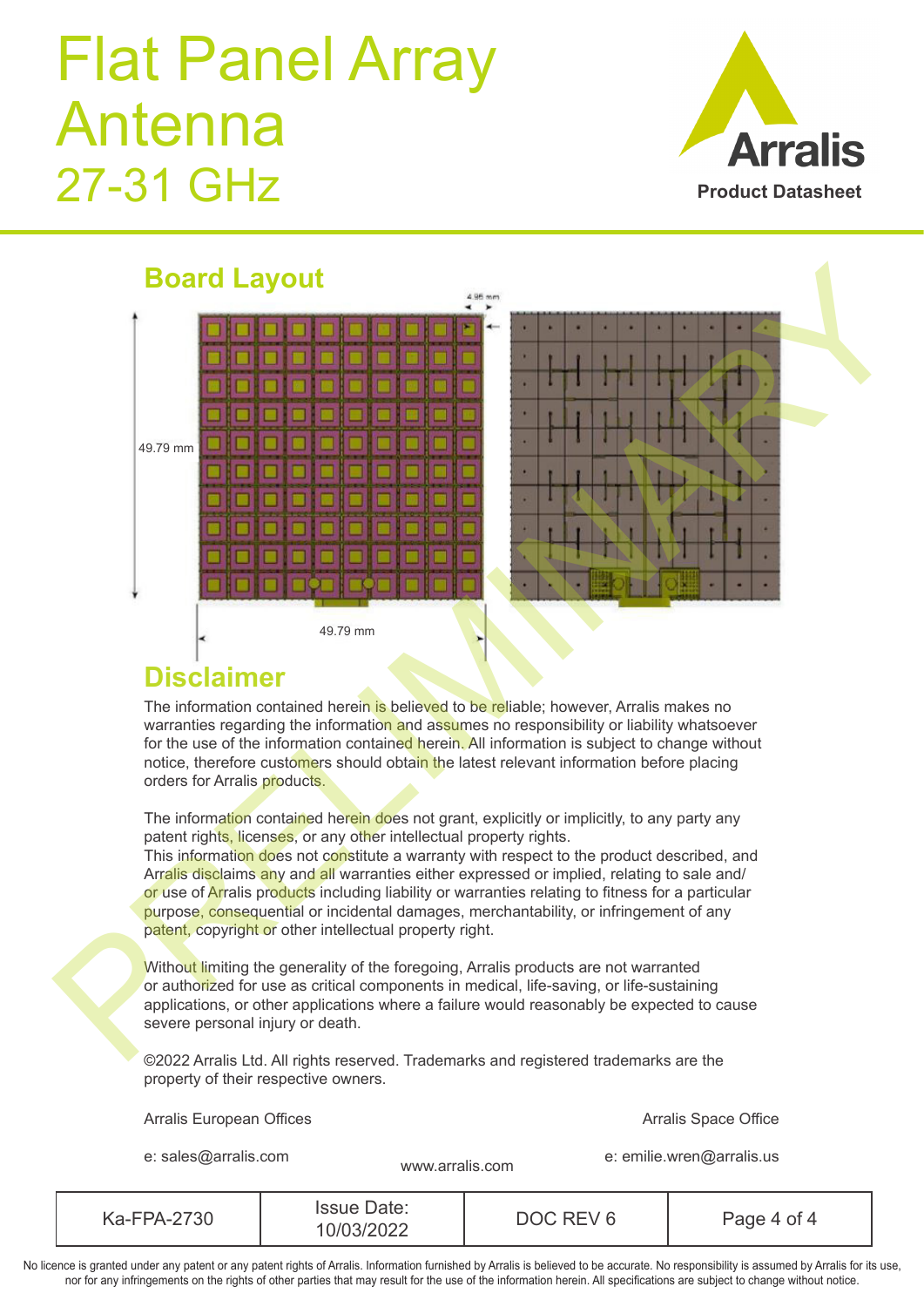# Flat Panel Array Antenna 27-31 GHz

Arralis
Product Datasheet

## Board Layout

4.95 mm

49.79 mm

49.79 mm

## Disclaimer

The information contained herein is believed to be reliable; however, Arralis makes no warranties regarding the information and assumes no responsibility or liability whatsoever for the use of the information contained herein. All information is subject to change without notice, therefore customers should obtain the latest relevant information before placing orders for Arralis products.

The information contained herein does not grant, explicitly or implicitly, to any party any patent rights, licenses, or any other intellectual property rights.
This information does not constitute a warranty with respect to the product described, and Arralis disclaims any and all warranties either expressed or implied, relating to sale and/or use of Arralis products including liability or warranties relating to fitness for a particular purpose, consequential or incidental damages, merchantability, or infringement of any patent, copyright or other intellectual property right.

Without limiting the generality of the foregoing, Arralis products are not warranted or authorized for use as critical components in medical, life-saving, or life-sustaining applications, or other applications where a failure would reasonably be expected to cause severe personal injury or death.

©2022 Arralis Ltd. All rights reserved. Trademarks and registered trademarks are the property of their respective owners.

Arralis European Offices

e: sales@arralis.com

www.arralis.com

Arralis Space Office

e: emilie.wren@arralis.us

| | | | |
|---|---|---|---|
| Ka-FPA-2730 | Issue Date: 10/03/2022 | DOC REV 6 | Page 4 of 4 |

No licence is granted under any patent or any patent rights of Arralis. Information furnished by Arralis is believed to be accurate. No responsibility is assumed by Arralis for its use, nor for any infringements on the rights of other parties that may result for the use of the information herein. All specifications are subject to change without notice.

PRELIMINARY